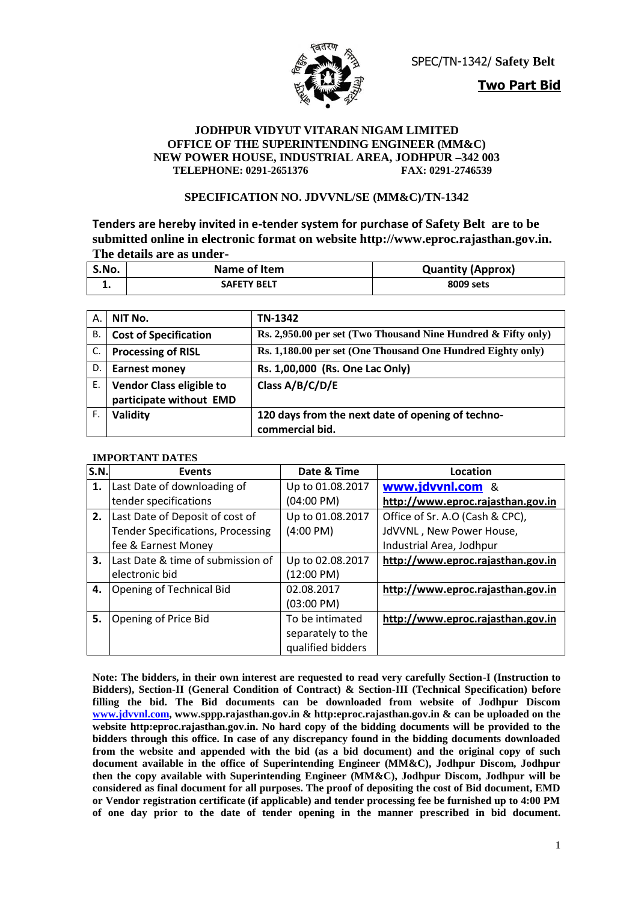SPEC/TN-1342/ **Safety Belt**

**Two Part Bid**

**JODHPUR VIDYUT VITARAN NIGAM LIMITED**
**OFFICE OF THE SUPERINTENDING ENGINEER (MM&C)**
**NEW POWER HOUSE, INDUSTRIAL AREA, JODHPUR –342 003**
**TELEPHONE: 0291-2651376 FAX: 0291-2746539**

**SPECIFICATION NO. JDVVNL/SE (MM&C)/TN-1342**

**Tenders are hereby invited in e-tender system for purchase of Safety Belt are to be submitted online in electronic format on website http://www.eproc.rajasthan.gov.in. The details are as under-**

| S.No. | Name of Item | Quantity (Approx) |
|---|---|---|
| 1. | SAFETY BELT | 8009 sets |

| | | |
|---|---|---|
| A. | **NIT No.** | **TN-1342** |
| B. | **Cost of Specification** | **Rs. 2,950.00 per set (Two Thousand Nine Hundred & Fifty only)** |
| C. | **Processing of RISL** | **Rs. 1,180.00 per set (One Thousand One Hundred Eighty only)** |
| D. | **Earnest money** | **Rs. 1,00,000 (Rs. One Lac Only)** |
| E. | **Vendor Class eligible to participate without EMD** | **Class A/B/C/D/E** |
| F. | **Validity** | **120 days from the next date of opening of techno-commercial bid.** |

**IMPORTANT DATES**

| S.N. | Events | Date & Time | Location |
|---|---|---|---|
| 1. | Last Date of downloading of tender specifications | Up to 01.08.2017 (04:00 PM) | www.jdvvnl.com & http://www.eproc.rajasthan.gov.in |
| 2. | Last Date of Deposit of cost of Tender Specifications, Processing fee & Earnest Money | Up to 01.08.2017 (4:00 PM) | Office of Sr. A.O (Cash & CPC), JdVVNL , New Power House, Industrial Area, Jodhpur |
| 3. | Last Date & time of submission of electronic bid | Up to 02.08.2017 (12:00 PM) | http://www.eproc.rajasthan.gov.in |
| 4. | Opening of Technical Bid | 02.08.2017 (03:00 PM) | http://www.eproc.rajasthan.gov.in |
| 5. | Opening of Price Bid | To be intimated separately to the qualified bidders | http://www.eproc.rajasthan.gov.in |

**Note: The bidders, in their own interest are requested to read very carefully Section-I (Instruction to Bidders), Section-II (General Condition of Contract) & Section-III (Technical Specification) before filling the bid. The Bid documents can be downloaded from website of Jodhpur Discom www.jdvvnl.com, www.sppp.rajasthan.gov.in & http:eproc.rajasthan.gov.in & can be uploaded on the website http:eproc.rajasthan.gov.in. No hard copy of the bidding documents will be provided to the bidders through this office. In case of any discrepancy found in the bidding documents downloaded from the website and appended with the bid (as a bid document) and the original copy of such document available in the office of Superintending Engineer (MM&C), Jodhpur Discom, Jodhpur then the copy available with Superintending Engineer (MM&C), Jodhpur Discom, Jodhpur will be considered as final document for all purposes. The proof of depositing the cost of Bid document, EMD or Vendor registration certificate (if applicable) and tender processing fee be furnished up to 4:00 PM of one day prior to the date of tender opening in the manner prescribed in bid document.**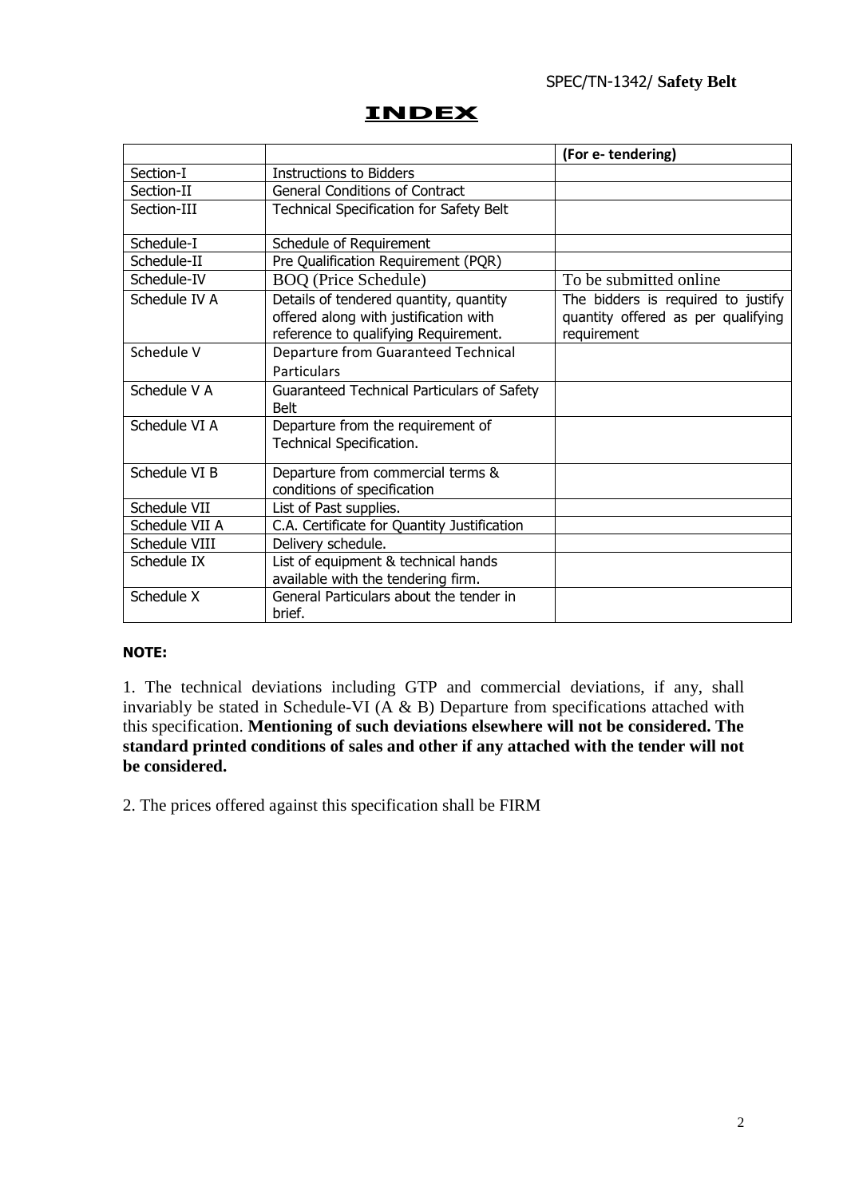# INDEX

| | | (For e- tendering) |
|---|---|---|
| Section-I | Instructions to Bidders | |
| Section-II | General Conditions of Contract | |
| Section-III | Technical Specification for Safety Belt | |
| Schedule-I | Schedule of Requirement | |
| Schedule-II | Pre Qualification Requirement (PQR) | |
| Schedule-IV | BOQ (Price Schedule) | To be submitted online |
| Schedule IV A | Details of tendered quantity, quantity offered along with justification with reference to qualifying Requirement. | The bidders is required to justify quantity offered as per qualifying requirement |
| Schedule V | Departure from Guaranteed Technical Particulars | |
| Schedule V A | Guaranteed Technical Particulars of Safety Belt | |
| Schedule VI A | Departure from the requirement of Technical Specification. | |
| Schedule VI B | Departure from commercial terms & conditions of specification | |
| Schedule VII | List of Past supplies. | |
| Schedule VII A | C.A. Certificate for Quantity Justification | |
| Schedule VIII | Delivery schedule. | |
| Schedule IX | List of equipment & technical hands available with the tendering firm. | |
| Schedule X | General Particulars about the tender in brief. | |

**NOTE:**

1. The technical deviations including GTP and commercial deviations, if any, shall invariably be stated in Schedule-VI (A & B) Departure from specifications attached with this specification. **Mentioning of such deviations elsewhere will not be considered. The standard printed conditions of sales and other if any attached with the tender will not be considered.**

2. The prices offered against this specification shall be FIRM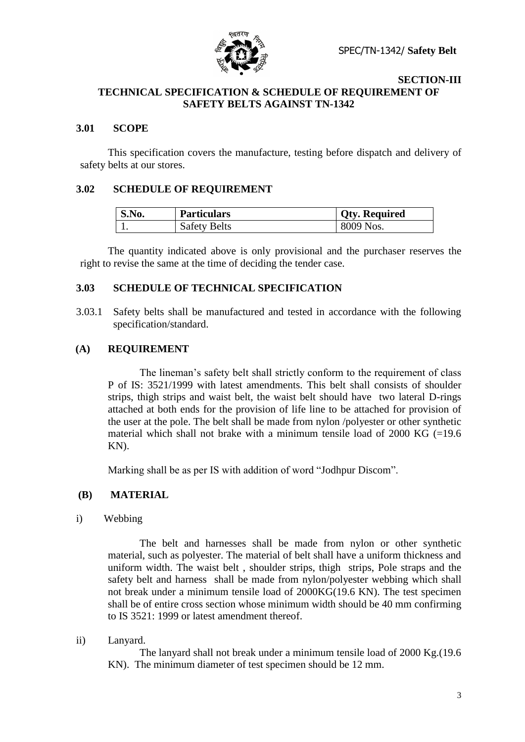**SECTION-III**

# TECHNICAL SPECIFICATION & SCHEDULE OF REQUIREMENT OF SAFETY BELTS AGAINST TN-1342

## 3.01 SCOPE

This specification covers the manufacture, testing before dispatch and delivery of safety belts at our stores.

## 3.02 SCHEDULE OF REQUIREMENT

| S.No. | Particulars | Qty. Required |
|---|---|---|
| 1. | Safety Belts | 8009 Nos. |

The quantity indicated above is only provisional and the purchaser reserves the right to revise the same at the time of deciding the tender case.

## 3.03 SCHEDULE OF TECHNICAL SPECIFICATION

3.03.1 Safety belts shall be manufactured and tested in accordance with the following specification/standard.

### (A) REQUIREMENT

The lineman's safety belt shall strictly conform to the requirement of class P of IS: 3521/1999 with latest amendments. This belt shall consists of shoulder strips, thigh strips and waist belt, the waist belt should have two lateral D-rings attached at both ends for the provision of life line to be attached for provision of the user at the pole. The belt shall be made from nylon /polyester or other synthetic material which shall not brake with a minimum tensile load of 2000 KG (=19.6 KN).

Marking shall be as per IS with addition of word "Jodhpur Discom".

### (B) MATERIAL

i) Webbing

The belt and harnesses shall be made from nylon or other synthetic material, such as polyester. The material of belt shall have a uniform thickness and uniform width. The waist belt , shoulder strips, thigh strips, Pole straps and the safety belt and harness shall be made from nylon/polyester webbing which shall not break under a minimum tensile load of 2000KG(19.6 KN). The test specimen shall be of entire cross section whose minimum width should be 40 mm confirming to IS 3521: 1999 or latest amendment thereof.

ii) Lanyard.

The lanyard shall not break under a minimum tensile load of 2000 Kg.(19.6 KN). The minimum diameter of test specimen should be 12 mm.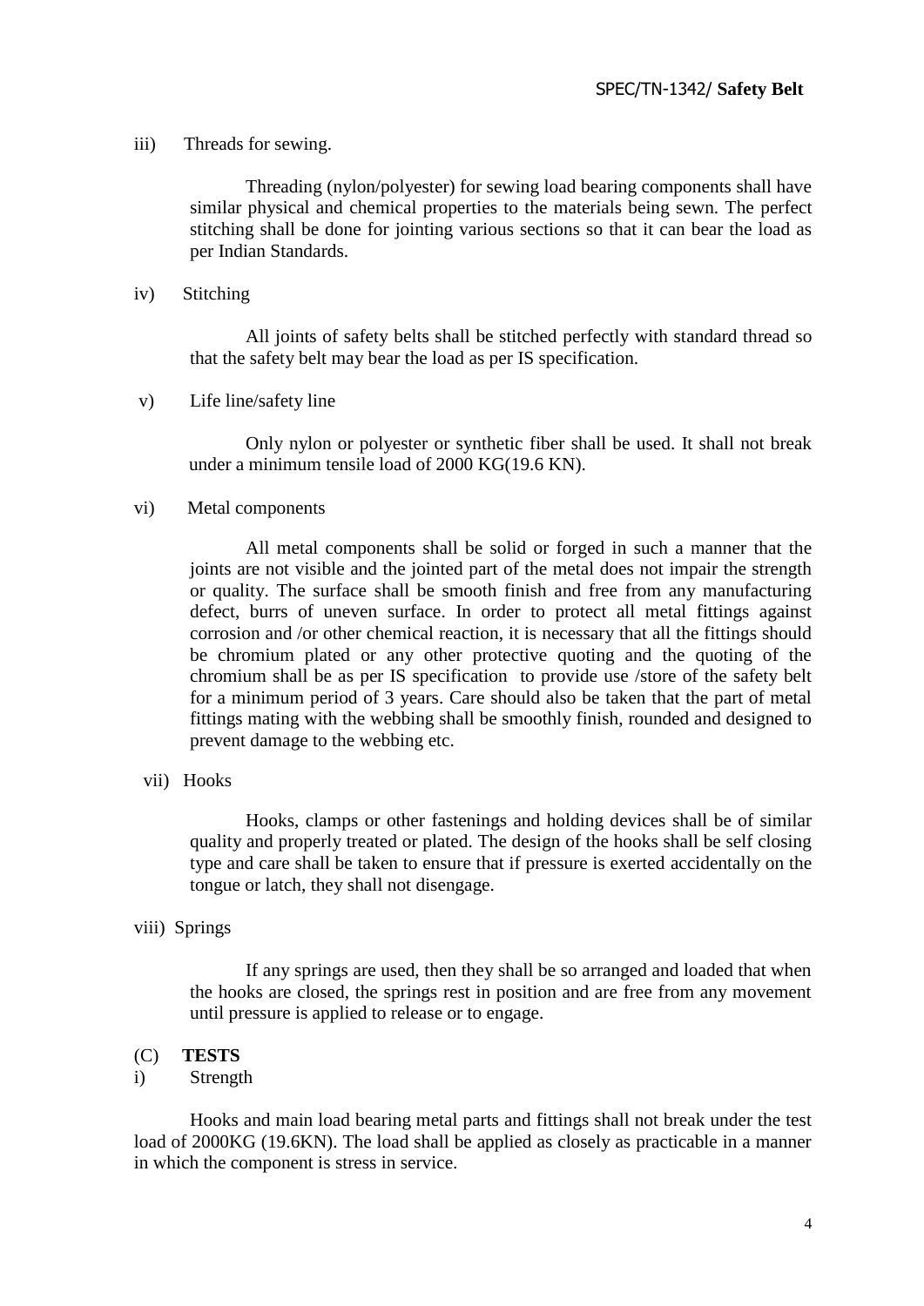iii) Threads for sewing.

Threading (nylon/polyester) for sewing load bearing components shall have similar physical and chemical properties to the materials being sewn. The perfect stitching shall be done for jointing various sections so that it can bear the load as per Indian Standards.

iv) Stitching

All joints of safety belts shall be stitched perfectly with standard thread so that the safety belt may bear the load as per IS specification.

v) Life line/safety line

Only nylon or polyester or synthetic fiber shall be used. It shall not break under a minimum tensile load of 2000 KG(19.6 KN).

vi) Metal components

All metal components shall be solid or forged in such a manner that the joints are not visible and the jointed part of the metal does not impair the strength or quality. The surface shall be smooth finish and free from any manufacturing defect, burrs of uneven surface. In order to protect all metal fittings against corrosion and /or other chemical reaction, it is necessary that all the fittings should be chromium plated or any other protective quoting and the quoting of the chromium shall be as per IS specification to provide use /store of the safety belt for a minimum period of 3 years. Care should also be taken that the part of metal fittings mating with the webbing shall be smoothly finish, rounded and designed to prevent damage to the webbing etc.

vii) Hooks

Hooks, clamps or other fastenings and holding devices shall be of similar quality and properly treated or plated. The design of the hooks shall be self closing type and care shall be taken to ensure that if pressure is exerted accidentally on the tongue or latch, they shall not disengage.

viii) Springs

If any springs are used, then they shall be so arranged and loaded that when the hooks are closed, the springs rest in position and are free from any movement until pressure is applied to release or to engage.

(C) **TESTS**

i) Strength

Hooks and main load bearing metal parts and fittings shall not break under the test load of 2000KG (19.6KN). The load shall be applied as closely as practicable in a manner in which the component is stress in service.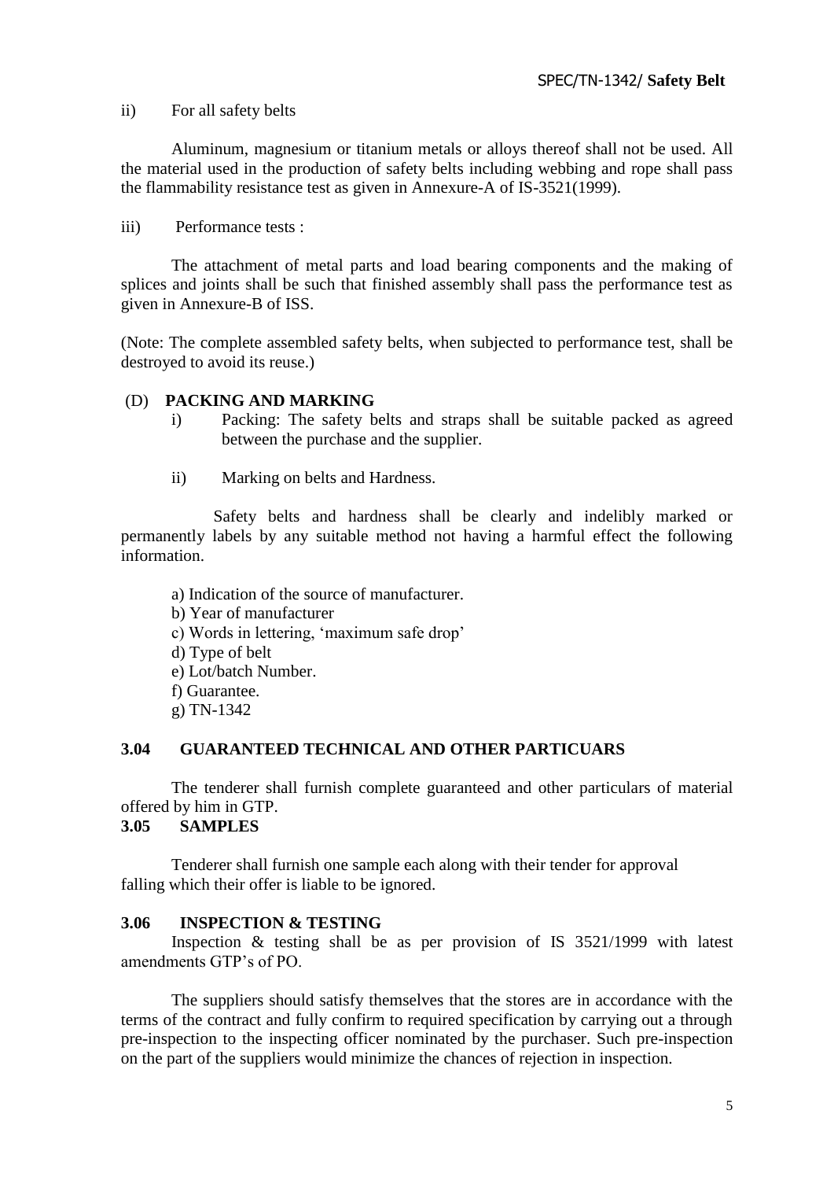ii) For all safety belts

Aluminum, magnesium or titanium metals or alloys thereof shall not be used. All the material used in the production of safety belts including webbing and rope shall pass the flammability resistance test as given in Annexure-A of IS-3521(1999).

iii) Performance tests :

The attachment of metal parts and load bearing components and the making of splices and joints shall be such that finished assembly shall pass the performance test as given in Annexure-B of ISS.

(Note: The complete assembled safety belts, when subjected to performance test, shall be destroyed to avoid its reuse.)

(D) **PACKING AND MARKING**

i) Packing: The safety belts and straps shall be suitable packed as agreed between the purchase and the supplier.

ii) Marking on belts and Hardness.

Safety belts and hardness shall be clearly and indelibly marked or permanently labels by any suitable method not having a harmful effect the following information.

a) Indication of the source of manufacturer.
b) Year of manufacturer
c) Words in lettering, 'maximum safe drop'
d) Type of belt
e) Lot/batch Number.
f) Guarantee.
g) TN-1342

## 3.04 GUARANTEED TECHNICAL AND OTHER PARTICUARS

The tenderer shall furnish complete guaranteed and other particulars of material offered by him in GTP.

## 3.05 SAMPLES

Tenderer shall furnish one sample each along with their tender for approval falling which their offer is liable to be ignored.

## 3.06 INSPECTION & TESTING

Inspection & testing shall be as per provision of IS 3521/1999 with latest amendments GTP's of PO.

The suppliers should satisfy themselves that the stores are in accordance with the terms of the contract and fully confirm to required specification by carrying out a through pre-inspection to the inspecting officer nominated by the purchaser. Such pre-inspection on the part of the suppliers would minimize the chances of rejection in inspection.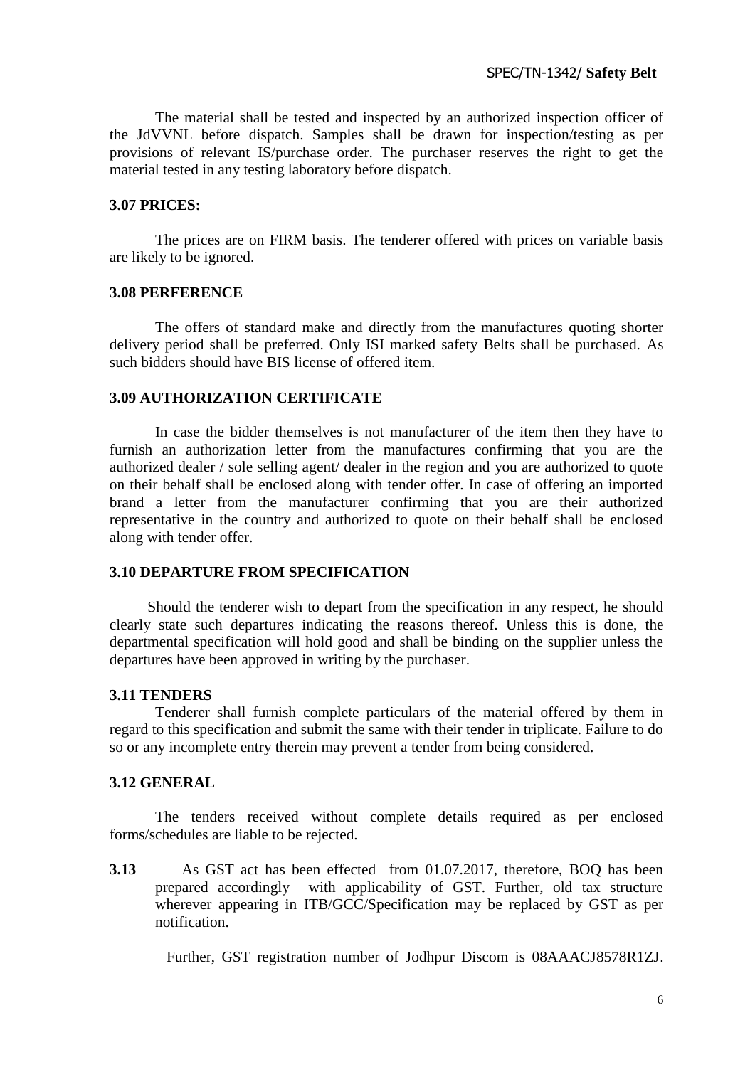The material shall be tested and inspected by an authorized inspection officer of the JdVVNL before dispatch. Samples shall be drawn for inspection/testing as per provisions of relevant IS/purchase order. The purchaser reserves the right to get the material tested in any testing laboratory before dispatch.

**3.07 PRICES:**

The prices are on FIRM basis. The tenderer offered with prices on variable basis are likely to be ignored.

**3.08 PERFERENCE**

The offers of standard make and directly from the manufactures quoting shorter delivery period shall be preferred. Only ISI marked safety Belts shall be purchased. As such bidders should have BIS license of offered item.

**3.09 AUTHORIZATION CERTIFICATE**

In case the bidder themselves is not manufacturer of the item then they have to furnish an authorization letter from the manufactures confirming that you are the authorized dealer / sole selling agent/ dealer in the region and you are authorized to quote on their behalf shall be enclosed along with tender offer. In case of offering an imported brand a letter from the manufacturer confirming that you are their authorized representative in the country and authorized to quote on their behalf shall be enclosed along with tender offer.

**3.10 DEPARTURE FROM SPECIFICATION**

Should the tenderer wish to depart from the specification in any respect, he should clearly state such departures indicating the reasons thereof. Unless this is done, the departmental specification will hold good and shall be binding on the supplier unless the departures have been approved in writing by the purchaser.

**3.11 TENDERS**

Tenderer shall furnish complete particulars of the material offered by them in regard to this specification and submit the same with their tender in triplicate. Failure to do so or any incomplete entry therein may prevent a tender from being considered.

**3.12 GENERAL**

The tenders received without complete details required as per enclosed forms/schedules are liable to be rejected.

**3.13** As GST act has been effected from 01.07.2017, therefore, BOQ has been prepared accordingly with applicability of GST. Further, old tax structure wherever appearing in ITB/GCC/Specification may be replaced by GST as per notification.

Further, GST registration number of Jodhpur Discom is 08AAACJ8578R1ZJ.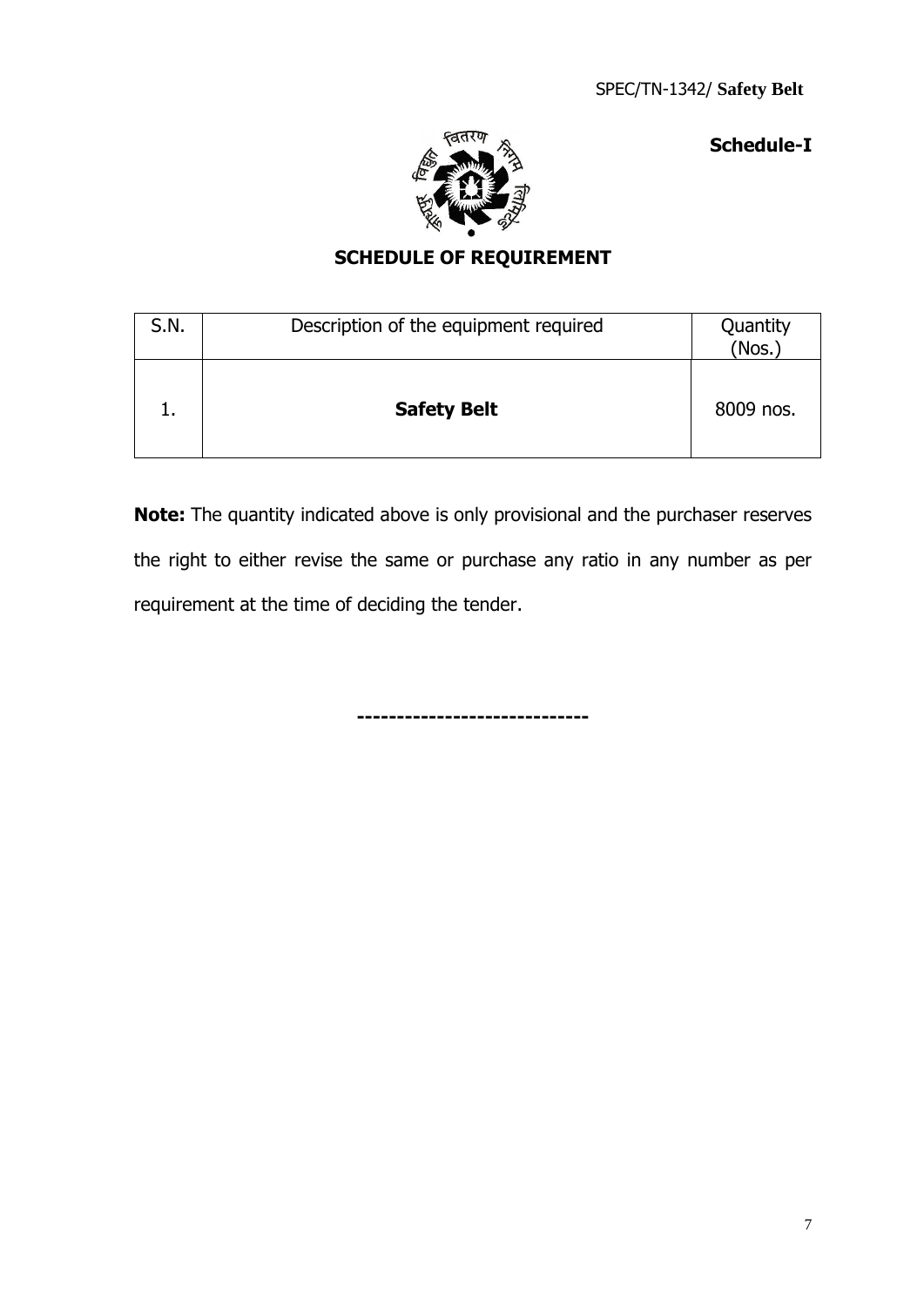SPEC/TN-1342/ **Safety Belt**

**Schedule-I**

## SCHEDULE OF REQUIREMENT

| S.N. | Description of the equipment required | Quantity (Nos.) |
|---|---|---|
| 1. | **Safety Belt** | 8009 nos. |

**Note:** The quantity indicated above is only provisional and the purchaser reserves the right to either revise the same or purchase any ratio in any number as per requirement at the time of deciding the tender.

-----------------------------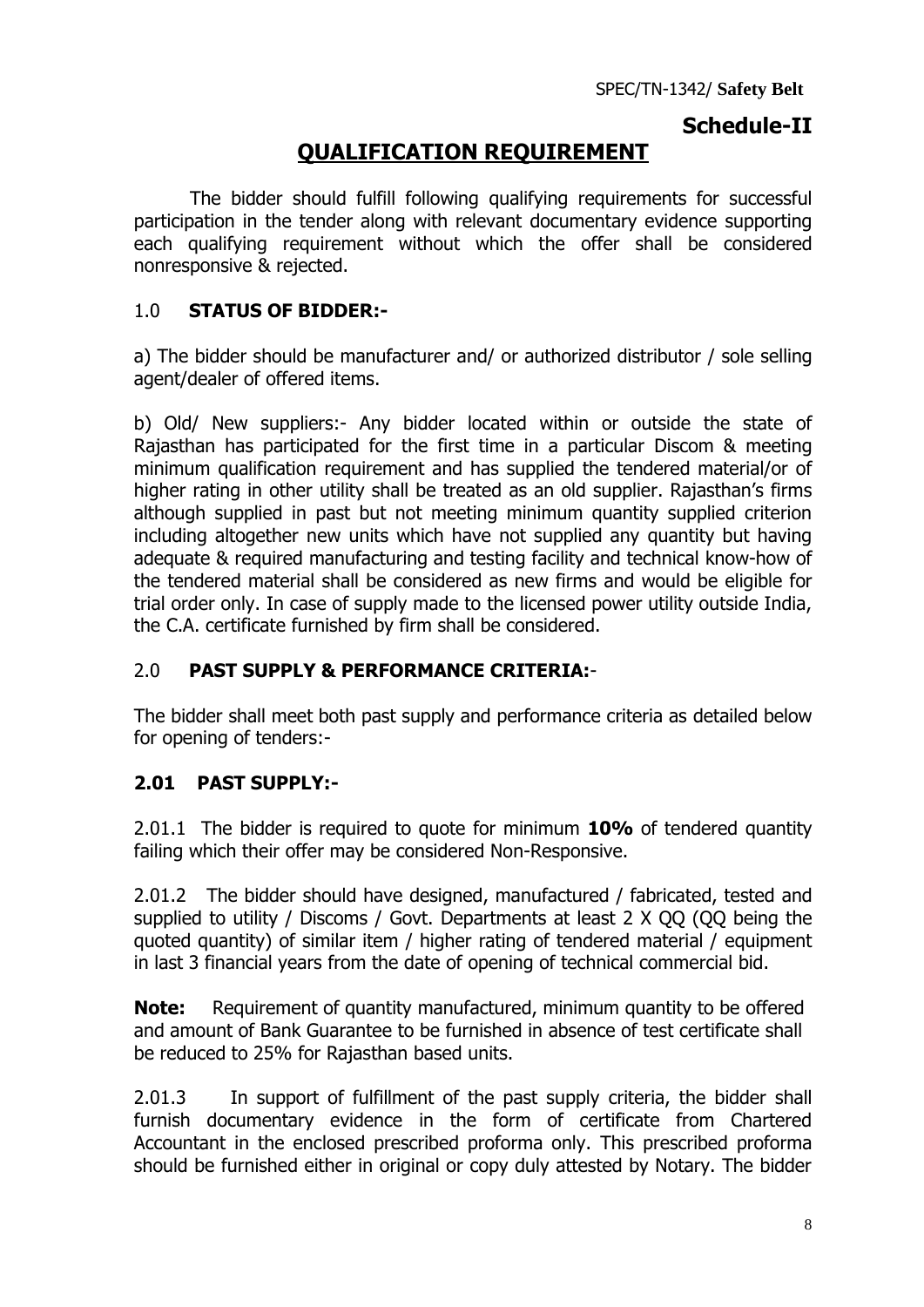## Schedule-II

# QUALIFICATION REQUIREMENT

The bidder should fulfill following qualifying requirements for successful participation in the tender along with relevant documentary evidence supporting each qualifying requirement without which the offer shall be considered nonresponsive & rejected.

## 1.0 STATUS OF BIDDER:-

a) The bidder should be manufacturer and/ or authorized distributor / sole selling agent/dealer of offered items.

b) Old/ New suppliers:- Any bidder located within or outside the state of Rajasthan has participated for the first time in a particular Discom & meeting minimum qualification requirement and has supplied the tendered material/or of higher rating in other utility shall be treated as an old supplier. Rajasthan's firms although supplied in past but not meeting minimum quantity supplied criterion including altogether new units which have not supplied any quantity but having adequate & required manufacturing and testing facility and technical know-how of the tendered material shall be considered as new firms and would be eligible for trial order only. In case of supply made to the licensed power utility outside India, the C.A. certificate furnished by firm shall be considered.

## 2.0 PAST SUPPLY & PERFORMANCE CRITERIA:-

The bidder shall meet both past supply and performance criteria as detailed below for opening of tenders:-

### 2.01 PAST SUPPLY:-

2.01.1 The bidder is required to quote for minimum **10%** of tendered quantity failing which their offer may be considered Non-Responsive.

2.01.2 The bidder should have designed, manufactured / fabricated, tested and supplied to utility / Discoms / Govt. Departments at least 2 X QQ (QQ being the quoted quantity) of similar item / higher rating of tendered material / equipment in last 3 financial years from the date of opening of technical commercial bid.

**Note:** Requirement of quantity manufactured, minimum quantity to be offered and amount of Bank Guarantee to be furnished in absence of test certificate shall be reduced to 25% for Rajasthan based units.

2.01.3 In support of fulfillment of the past supply criteria, the bidder shall furnish documentary evidence in the form of certificate from Chartered Accountant in the enclosed prescribed proforma only. This prescribed proforma should be furnished either in original or copy duly attested by Notary. The bidder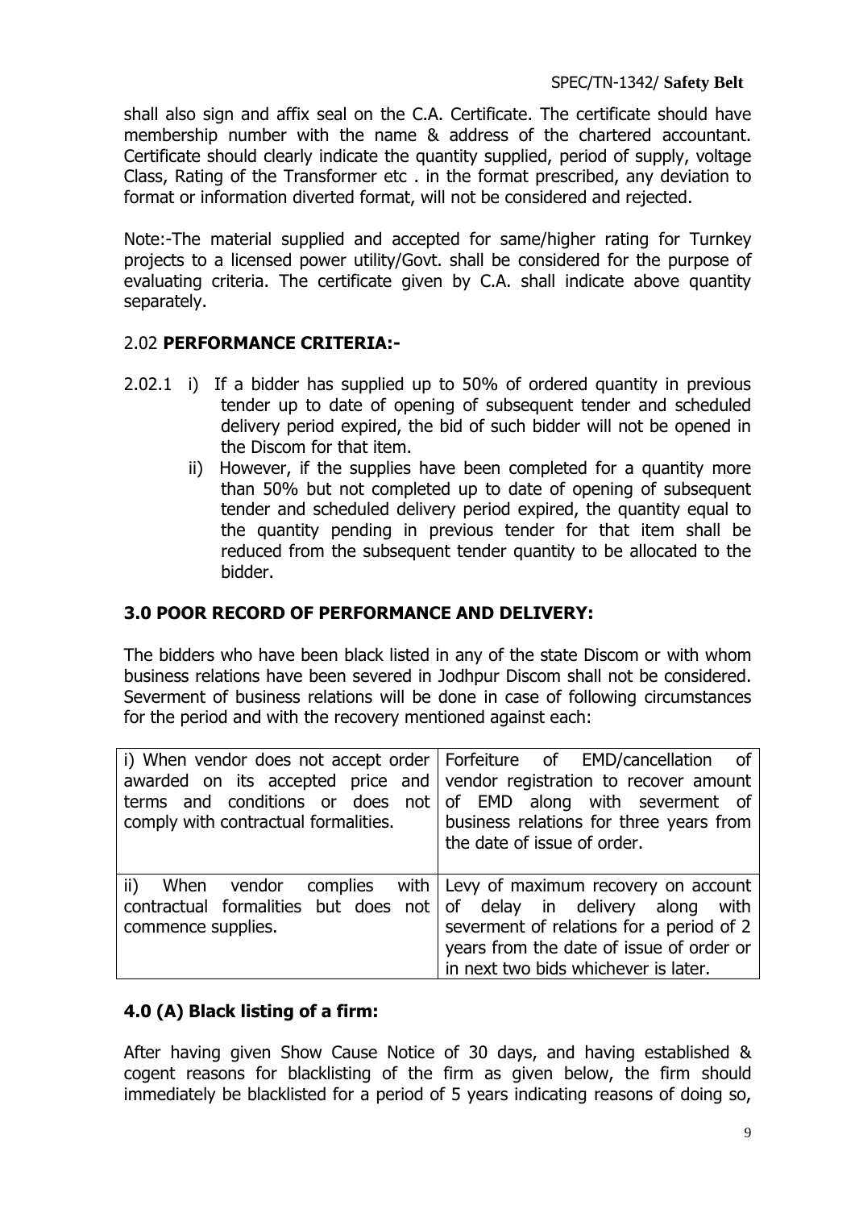shall also sign and affix seal on the C.A. Certificate. The certificate should have membership number with the name & address of the chartered accountant. Certificate should clearly indicate the quantity supplied, period of supply, voltage Class, Rating of the Transformer etc . in the format prescribed, any deviation to format or information diverted format, will not be considered and rejected.

Note:-The material supplied and accepted for same/higher rating for Turnkey projects to a licensed power utility/Govt. shall be considered for the purpose of evaluating criteria. The certificate given by C.A. shall indicate above quantity separately.

## 2.02 PERFORMANCE CRITERIA:-

2.02.1 i) If a bidder has supplied up to 50% of ordered quantity in previous tender up to date of opening of subsequent tender and scheduled delivery period expired, the bid of such bidder will not be opened in the Discom for that item.

ii) However, if the supplies have been completed for a quantity more than 50% but not completed up to date of opening of subsequent tender and scheduled delivery period expired, the quantity equal to the quantity pending in previous tender for that item shall be reduced from the subsequent tender quantity to be allocated to the bidder.

## 3.0 POOR RECORD OF PERFORMANCE AND DELIVERY:

The bidders who have been black listed in any of the state Discom or with whom business relations have been severed in Jodhpur Discom shall not be considered. Severment of business relations will be done in case of following circumstances for the period and with the recovery mentioned against each:

| | |
|---|---|
| i) When vendor does not accept order awarded on its accepted price and terms and conditions or does not comply with contractual formalities. | Forfeiture of EMD/cancellation of vendor registration to recover amount of EMD along with severment of business relations for three years from the date of issue of order. |
| ii) When vendor complies with contractual formalities but does not commence supplies. | Levy of maximum recovery on account of delay in delivery along with severment of relations for a period of 2 years from the date of issue of order or in next two bids whichever is later. |

## 4.0 (A) Black listing of a firm:

After having given Show Cause Notice of 30 days, and having established & cogent reasons for blacklisting of the firm as given below, the firm should immediately be blacklisted for a period of 5 years indicating reasons of doing so,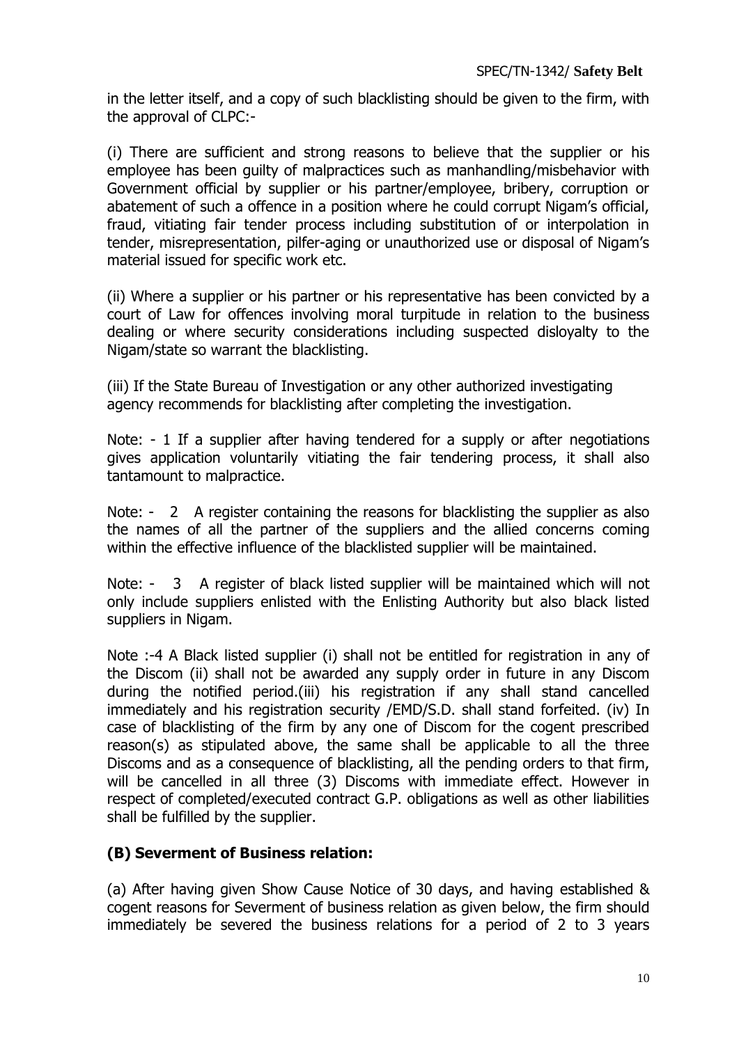in the letter itself, and a copy of such blacklisting should be given to the firm, with the approval of CLPC:-

(i) There are sufficient and strong reasons to believe that the supplier or his employee has been guilty of malpractices such as manhandling/misbehavior with Government official by supplier or his partner/employee, bribery, corruption or abatement of such a offence in a position where he could corrupt Nigam's official, fraud, vitiating fair tender process including substitution of or interpolation in tender, misrepresentation, pilfer-aging or unauthorized use or disposal of Nigam's material issued for specific work etc.

(ii) Where a supplier or his partner or his representative has been convicted by a court of Law for offences involving moral turpitude in relation to the business dealing or where security considerations including suspected disloyalty to the Nigam/state so warrant the blacklisting.

(iii) If the State Bureau of Investigation or any other authorized investigating agency recommends for blacklisting after completing the investigation.

Note: - 1 If a supplier after having tendered for a supply or after negotiations gives application voluntarily vitiating the fair tendering process, it shall also tantamount to malpractice.

Note: - 2 A register containing the reasons for blacklisting the supplier as also the names of all the partner of the suppliers and the allied concerns coming within the effective influence of the blacklisted supplier will be maintained.

Note: - 3 A register of black listed supplier will be maintained which will not only include suppliers enlisted with the Enlisting Authority but also black listed suppliers in Nigam.

Note :-4 A Black listed supplier (i) shall not be entitled for registration in any of the Discom (ii) shall not be awarded any supply order in future in any Discom during the notified period.(iii) his registration if any shall stand cancelled immediately and his registration security /EMD/S.D. shall stand forfeited. (iv) In case of blacklisting of the firm by any one of Discom for the cogent prescribed reason(s) as stipulated above, the same shall be applicable to all the three Discoms and as a consequence of blacklisting, all the pending orders to that firm, will be cancelled in all three (3) Discoms with immediate effect. However in respect of completed/executed contract G.P. obligations as well as other liabilities shall be fulfilled by the supplier.

### (B) Severment of Business relation:

(a) After having given Show Cause Notice of 30 days, and having established & cogent reasons for Severment of business relation as given below, the firm should immediately be severed the business relations for a period of 2 to 3 years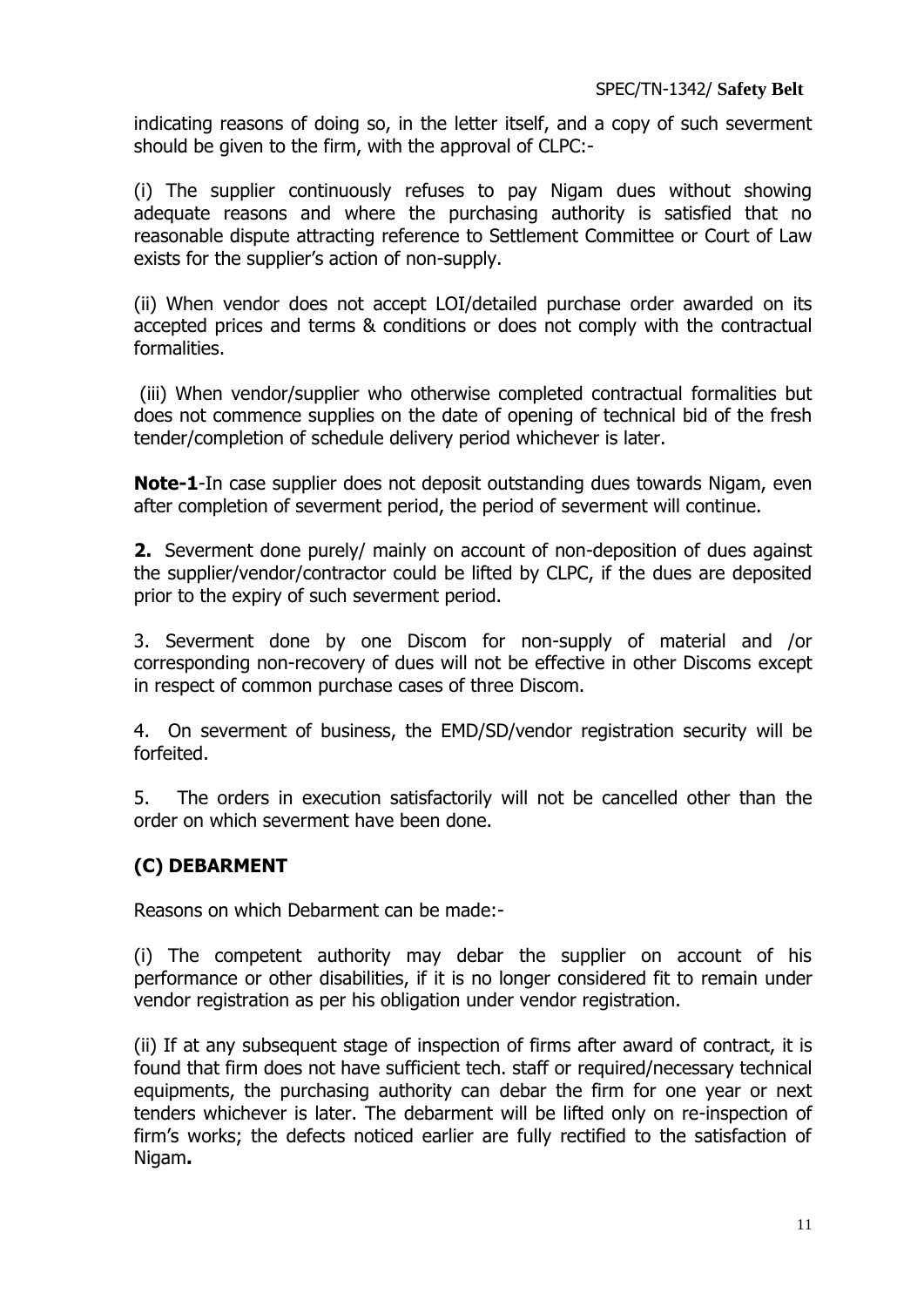indicating reasons of doing so, in the letter itself, and a copy of such severment should be given to the firm, with the approval of CLPC:-

(i) The supplier continuously refuses to pay Nigam dues without showing adequate reasons and where the purchasing authority is satisfied that no reasonable dispute attracting reference to Settlement Committee or Court of Law exists for the supplier's action of non-supply.

(ii) When vendor does not accept LOI/detailed purchase order awarded on its accepted prices and terms & conditions or does not comply with the contractual formalities.

(iii) When vendor/supplier who otherwise completed contractual formalities but does not commence supplies on the date of opening of technical bid of the fresh tender/completion of schedule delivery period whichever is later.

**Note-1**-In case supplier does not deposit outstanding dues towards Nigam, even after completion of severment period, the period of severment will continue.

**2.** Severment done purely/ mainly on account of non-deposition of dues against the supplier/vendor/contractor could be lifted by CLPC, if the dues are deposited prior to the expiry of such severment period.

3. Severment done by one Discom for non-supply of material and /or corresponding non-recovery of dues will not be effective in other Discoms except in respect of common purchase cases of three Discom.

4. On severment of business, the EMD/SD/vendor registration security will be forfeited.

5. The orders in execution satisfactorily will not be cancelled other than the order on which severment have been done.

## (C) DEBARMENT

Reasons on which Debarment can be made:-

(i) The competent authority may debar the supplier on account of his performance or other disabilities, if it is no longer considered fit to remain under vendor registration as per his obligation under vendor registration.

(ii) If at any subsequent stage of inspection of firms after award of contract, it is found that firm does not have sufficient tech. staff or required/necessary technical equipments, the purchasing authority can debar the firm for one year or next tenders whichever is later. The debarment will be lifted only on re-inspection of firm's works; the defects noticed earlier are fully rectified to the satisfaction of Nigam**.**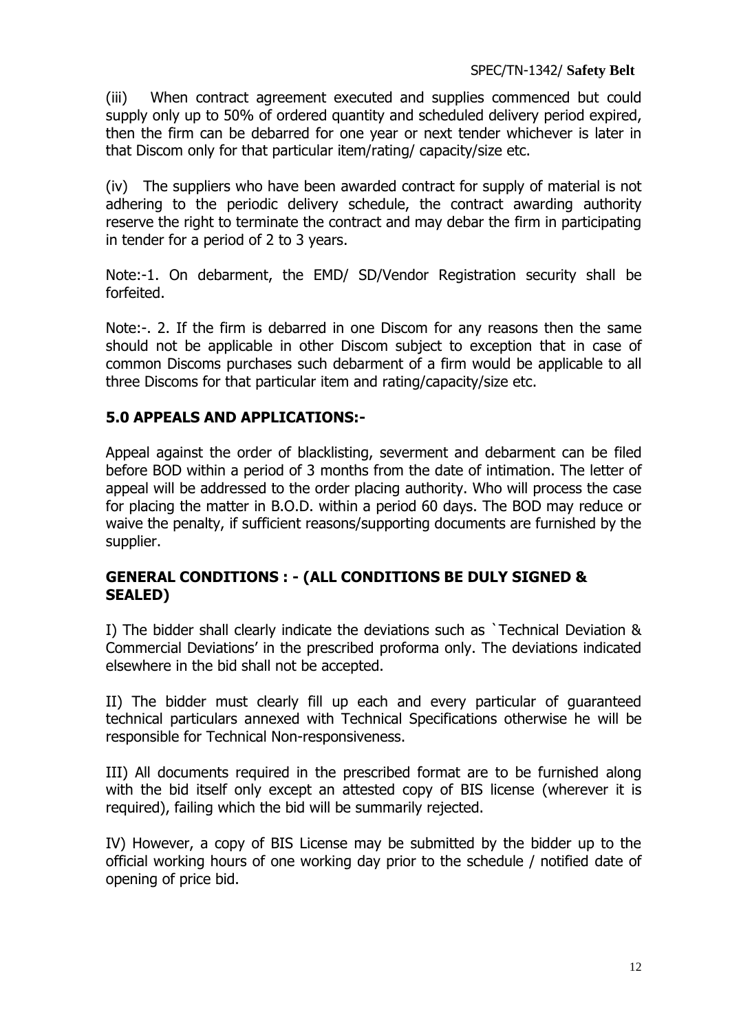(iii) When contract agreement executed and supplies commenced but could supply only up to 50% of ordered quantity and scheduled delivery period expired, then the firm can be debarred for one year or next tender whichever is later in that Discom only for that particular item/rating/ capacity/size etc.

(iv) The suppliers who have been awarded contract for supply of material is not adhering to the periodic delivery schedule, the contract awarding authority reserve the right to terminate the contract and may debar the firm in participating in tender for a period of 2 to 3 years.

Note:-1. On debarment, the EMD/ SD/Vendor Registration security shall be forfeited.

Note:-. 2. If the firm is debarred in one Discom for any reasons then the same should not be applicable in other Discom subject to exception that in case of common Discoms purchases such debarment of a firm would be applicable to all three Discoms for that particular item and rating/capacity/size etc.

## 5.0 APPEALS AND APPLICATIONS:-

Appeal against the order of blacklisting, severment and debarment can be filed before BOD within a period of 3 months from the date of intimation. The letter of appeal will be addressed to the order placing authority. Who will process the case for placing the matter in B.O.D. within a period 60 days. The BOD may reduce or waive the penalty, if sufficient reasons/supporting documents are furnished by the supplier.

## GENERAL CONDITIONS : - (ALL CONDITIONS BE DULY SIGNED & SEALED)

I) The bidder shall clearly indicate the deviations such as `Technical Deviation & Commercial Deviations' in the prescribed proforma only. The deviations indicated elsewhere in the bid shall not be accepted.

II) The bidder must clearly fill up each and every particular of guaranteed technical particulars annexed with Technical Specifications otherwise he will be responsible for Technical Non-responsiveness.

III) All documents required in the prescribed format are to be furnished along with the bid itself only except an attested copy of BIS license (wherever it is required), failing which the bid will be summarily rejected.

IV) However, a copy of BIS License may be submitted by the bidder up to the official working hours of one working day prior to the schedule / notified date of opening of price bid.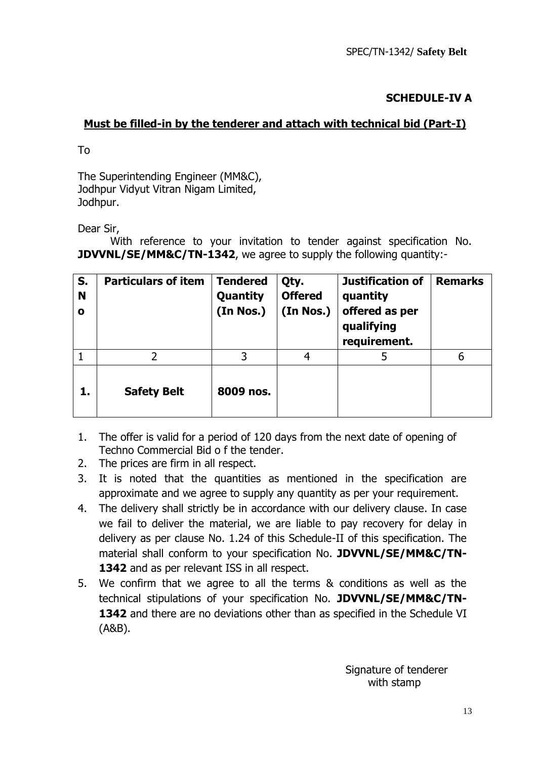## SCHEDULE-IV A

**Must be filled-in by the tenderer and attach with technical bid (Part-I)**

To

The Superintending Engineer (MM&C),
Jodhpur Vidyut Vitran Nigam Limited,
Jodhpur.

Dear Sir,

With reference to your invitation to tender against specification No. **JDVVNL/SE/MM&C/TN-1342**, we agree to supply the following quantity:-

| S. No | Particulars of item | Tendered Quantity (In Nos.) | Qty. Offered (In Nos.) | Justification of quantity offered as per qualifying requirement. | Remarks |
|---|---|---|---|---|---|
| 1 | 2 | 3 | 4 | 5 | 6 |
| **1.** | **Safety Belt** | **8009 nos.** | | | |

1. The offer is valid for a period of 120 days from the next date of opening of Techno Commercial Bid o f the tender.
2. The prices are firm in all respect.
3. It is noted that the quantities as mentioned in the specification are approximate and we agree to supply any quantity as per your requirement.
4. The delivery shall strictly be in accordance with our delivery clause. In case we fail to deliver the material, we are liable to pay recovery for delay in delivery as per clause No. 1.24 of this Schedule-II of this specification. The material shall conform to your specification No. **JDVVNL/SE/MM&C/TN-1342** and as per relevant ISS in all respect.
5. We confirm that we agree to all the terms & conditions as well as the technical stipulations of your specification No. **JDVVNL/SE/MM&C/TN-1342** and there are no deviations other than as specified in the Schedule VI (A&B).

Signature of tenderer
with stamp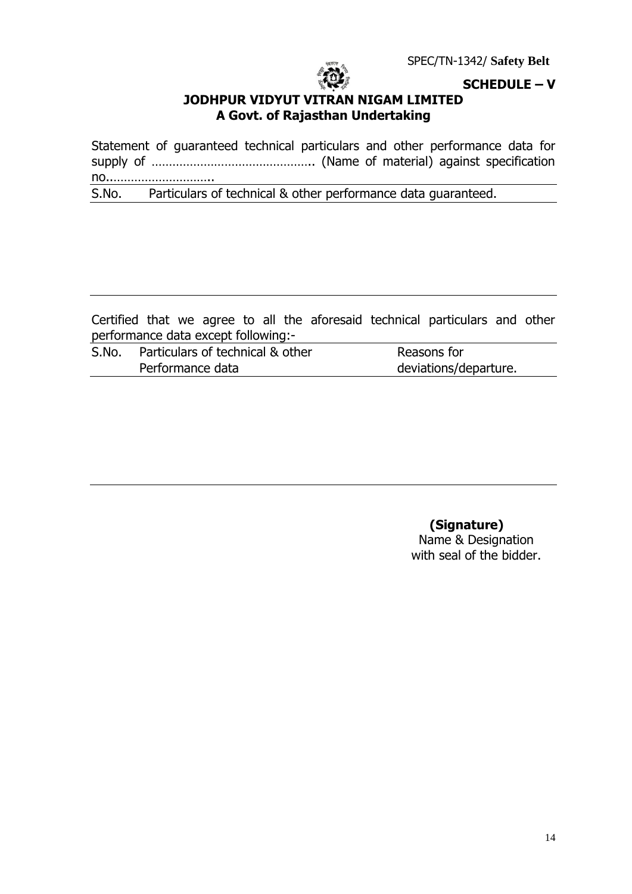**SCHEDULE – V**

# JODHPUR VIDYUT VITRAN NIGAM LIMITED
## A Govt. of Rajasthan Undertaking

Statement of guaranteed technical particulars and other performance data for supply of ………………………………………. (Name of material) against specification no………………………….

| S.No. | Particulars of technical & other performance data guaranteed. |
|---|---|
| | |

Certified that we agree to all the aforesaid technical particulars and other performance data except following:-

| S.No. | Particulars of technical & other Performance data | Reasons for deviations/departure. |
|---|---|---|
| | | |

**(Signature)**
Name & Designation
with seal of the bidder.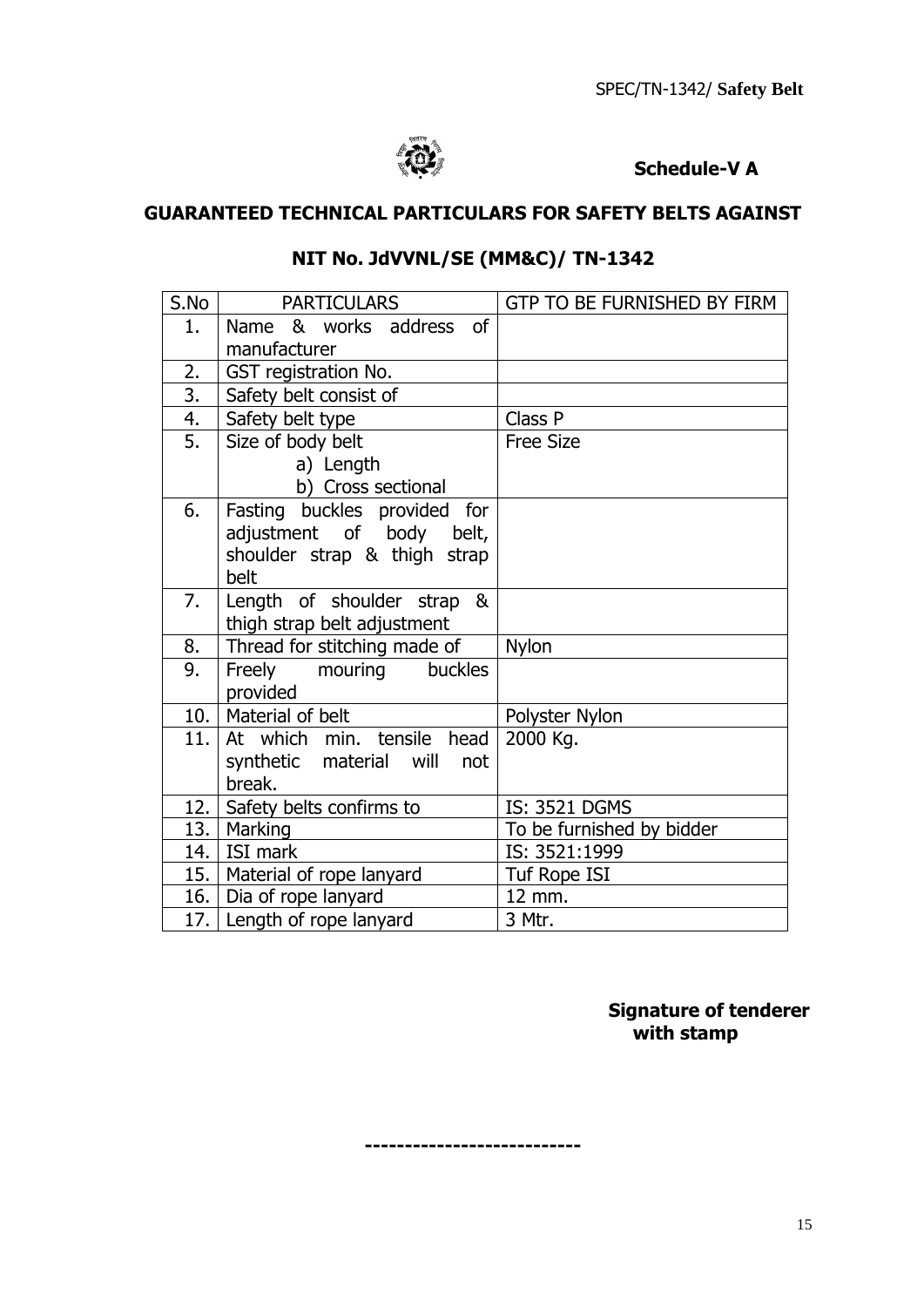**Schedule-V A**

## GUARANTEED TECHNICAL PARTICULARS FOR SAFETY BELTS AGAINST

## NIT No. JdVVNL/SE (MM&C)/ TN-1342

| S.No | PARTICULARS | GTP TO BE FURNISHED BY FIRM |
|---|---|---|
| 1. | Name & works address of manufacturer | |
| 2. | GST registration No. | |
| 3. | Safety belt consist of | |
| 4. | Safety belt type | Class P |
| 5. | Size of body belt<br>a) Length<br>b) Cross sectional | Free Size |
| 6. | Fasting buckles provided for adjustment of body belt, shoulder strap & thigh strap belt | |
| 7. | Length of shoulder strap & thigh strap belt adjustment | |
| 8. | Thread for stitching made of | Nylon |
| 9. | Freely mouring buckles provided | |
| 10. | Material of belt | Polyster Nylon |
| 11. | At which min. tensile head synthetic material will not break. | 2000 Kg. |
| 12. | Safety belts confirms to | IS: 3521 DGMS |
| 13. | Marking | To be furnished by bidder |
| 14. | ISI mark | IS: 3521:1999 |
| 15. | Material of rope lanyard | Tuf Rope ISI |
| 16. | Dia of rope lanyard | 12 mm. |
| 17. | Length of rope lanyard | 3 Mtr. |

**Signature of tenderer with stamp**

---------------------------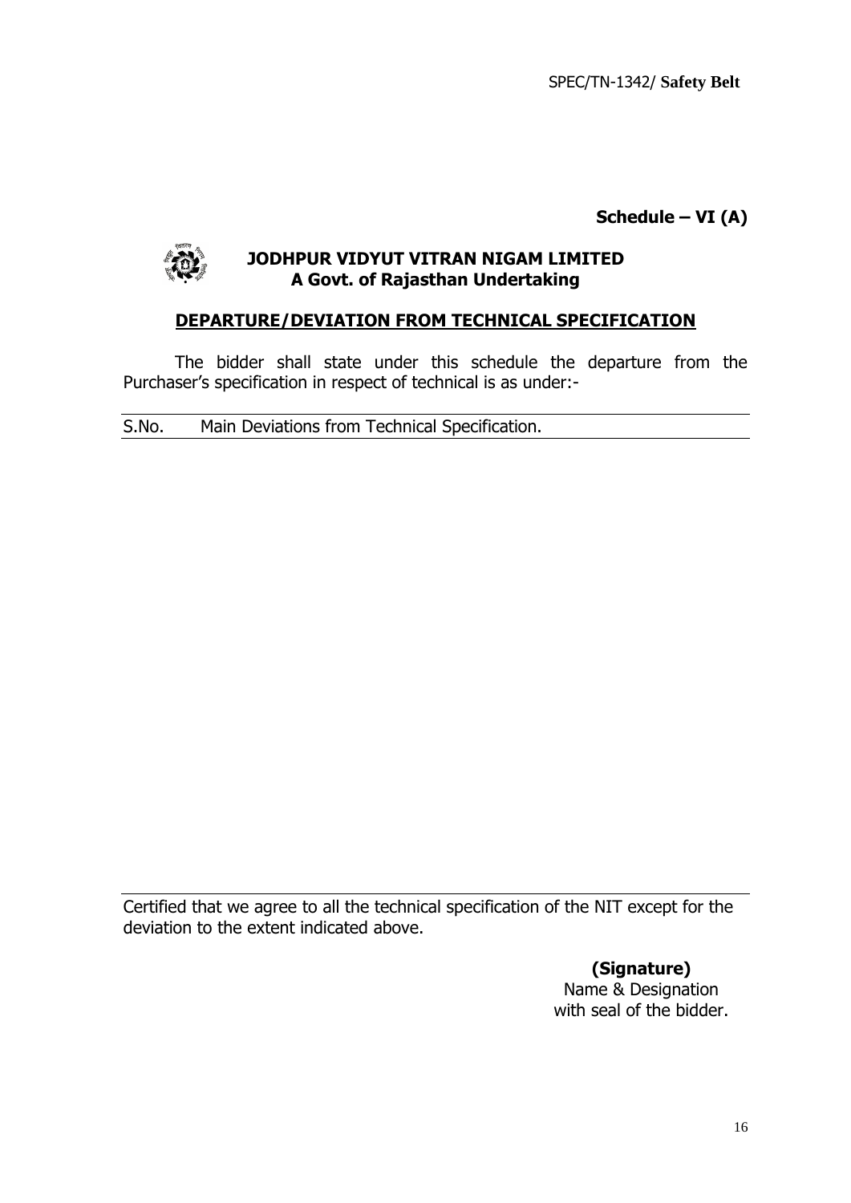**Schedule – VI (A)**

**JODHPUR VIDYUT VITRAN NIGAM LIMITED**
**A Govt. of Rajasthan Undertaking**

## DEPARTURE/DEVIATION FROM TECHNICAL SPECIFICATION

The bidder shall state under this schedule the departure from the Purchaser's specification in respect of technical is as under:-

| S.No. | Main Deviations from Technical Specification. |
|---|---|
| | |

Certified that we agree to all the technical specification of the NIT except for the deviation to the extent indicated above.

**(Signature)**
Name & Designation
with seal of the bidder.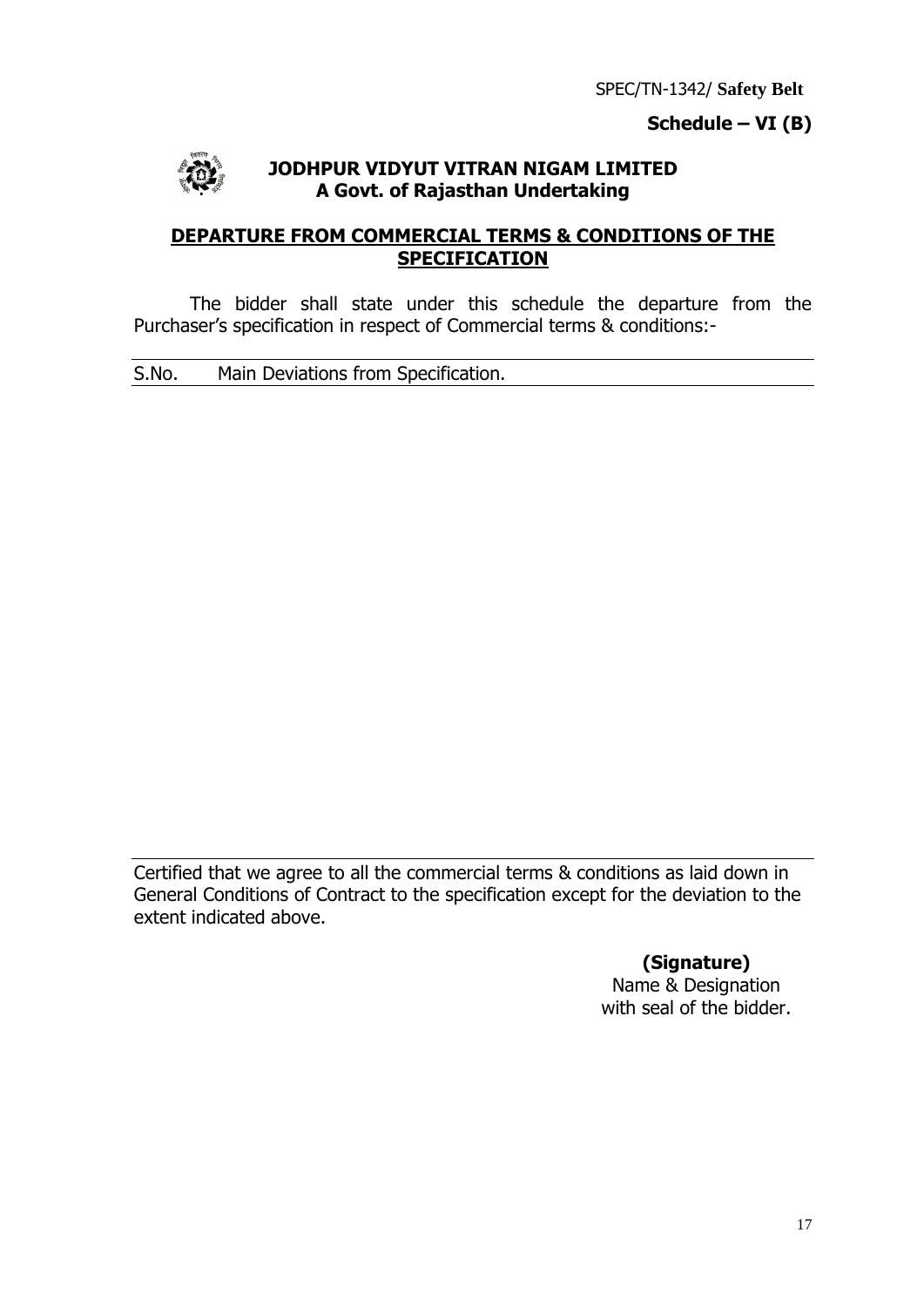SPEC/TN-1342/ **Safety Belt**

**Schedule – VI (B)**

**JODHPUR VIDYUT VITRAN NIGAM LIMITED**
**A Govt. of Rajasthan Undertaking**

## DEPARTURE FROM COMMERCIAL TERMS & CONDITIONS OF THE SPECIFICATION

The bidder shall state under this schedule the departure from the Purchaser's specification in respect of Commercial terms & conditions:-

| S.No. | Main Deviations from Specification. |
|---|---|
| | |

Certified that we agree to all the commercial terms & conditions as laid down in General Conditions of Contract to the specification except for the deviation to the extent indicated above.

**(Signature)**
Name & Designation
with seal of the bidder.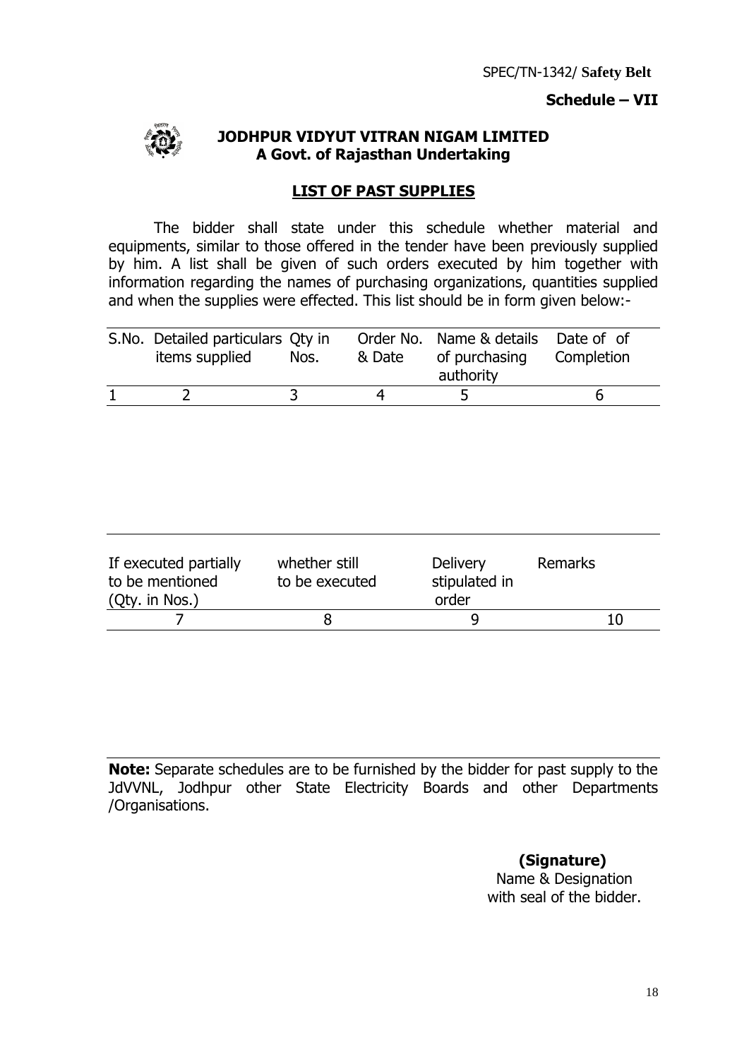SPEC/TN-1342/ **Safety Belt**

**Schedule – VII**

**JODHPUR VIDYUT VITRAN NIGAM LIMITED**
**A Govt. of Rajasthan Undertaking**

## LIST OF PAST SUPPLIES

The bidder shall state under this schedule whether material and equipments, similar to those offered in the tender have been previously supplied by him. A list shall be given of such orders executed by him together with information regarding the names of purchasing organizations, quantities supplied and when the supplies were effected. This list should be in form given below:-

| S.No. | Detailed particulars items supplied | Qty in Nos. | Order No. & Date | Name & details of purchasing authority | Date of of Completion |
|---|---|---|---|---|---|
| 1 | 2 | 3 | 4 | 5 | 6 |

| If executed partially to be mentioned (Qty. in Nos.) | whether still to be executed | Delivery stipulated in order | Remarks |
|---|---|---|---|
| 7 | 8 | 9 | 10 |

**Note:** Separate schedules are to be furnished by the bidder for past supply to the JdVVNL, Jodhpur other State Electricity Boards and other Departments /Organisations.

**(Signature)**
Name & Designation
with seal of the bidder.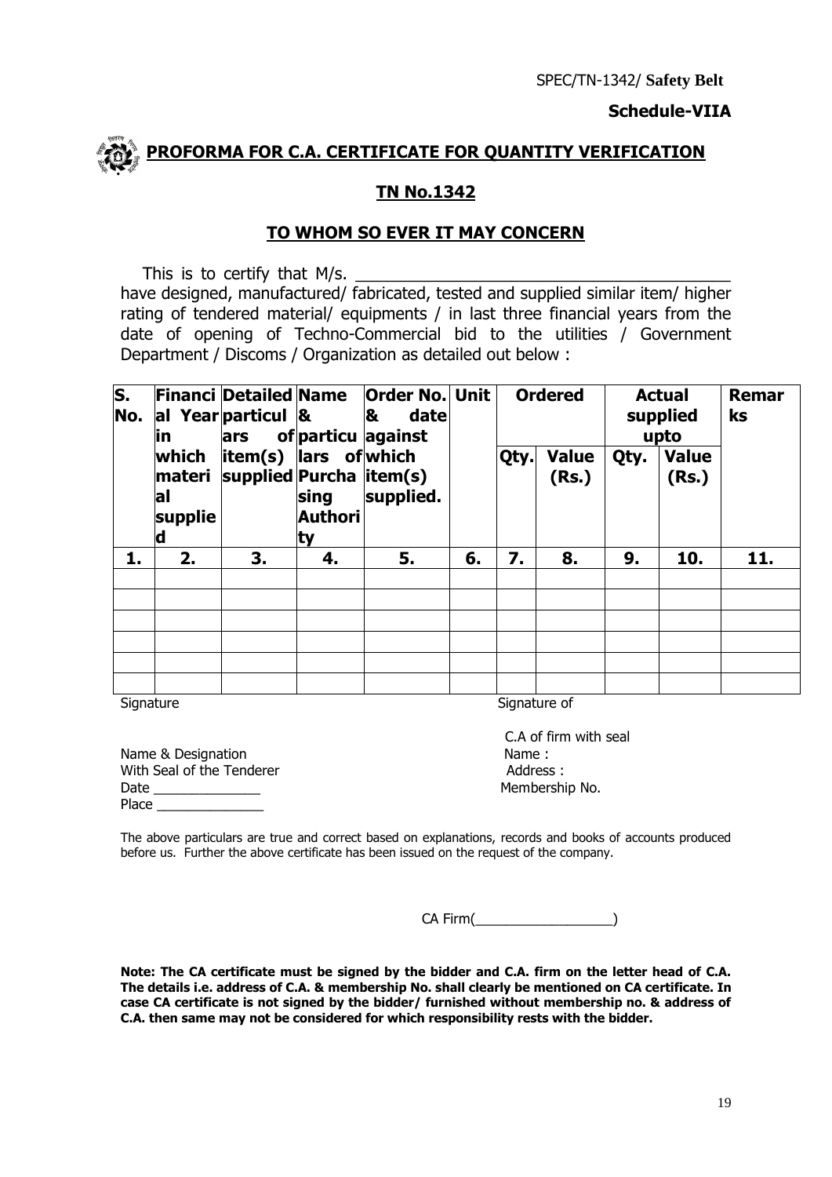SPEC/TN-1342/ **Safety Belt**

**Schedule-VIIA**

## PROFORMA FOR C.A. CERTIFICATE FOR QUANTITY VERIFICATION

### TN No.1342

### TO WHOM SO EVER IT MAY CONCERN

This is to certify that M/s. _________________________________________ have designed, manufactured/ fabricated, tested and supplied similar item/ higher rating of tendered material/ equipments / in last three financial years from the date of opening of Techno-Commercial bid to the utilities / Government Department / Discoms / Organization as detailed out below :

| S. No. | Financial Year in which material supplied | Detailed particulars of item(s) supplied | Name & particulars of Purchasing Authority | Order No. & date against which item(s) supplied. | Unit | Ordered | | Actual supplied upto | | Remarks |
|---|---|---|---|---|---|---|---|---|---|---|
| | | | | | | Qty. | Value (Rs.) | Qty. | Value (Rs.) | |
| 1. | 2. | 3. | 4. | 5. | 6. | 7. | 8. | 9. | 10. | 11. |
| | | | | | | | | | | |
| | | | | | | | | | | |
| | | | | | | | | | | |
| | | | | | | | | | | |
| | | | | | | | | | | |
| | | | | | | | | | | |

Signature

Name & Designation
With Seal of the Tenderer
Date _______________
Place _______________

Signature of

C.A of firm with seal
Name :
Address :
Membership No.

The above particulars are true and correct based on explanations, records and books of accounts produced before us. Further the above certificate has been issued on the request of the company.

CA Firm(__________________)

**Note: The CA certificate must be signed by the bidder and C.A. firm on the letter head of C.A. The details i.e. address of C.A. & membership No. shall clearly be mentioned on CA certificate. In case CA certificate is not signed by the bidder/ furnished without membership no. & address of C.A. then same may not be considered for which responsibility rests with the bidder.**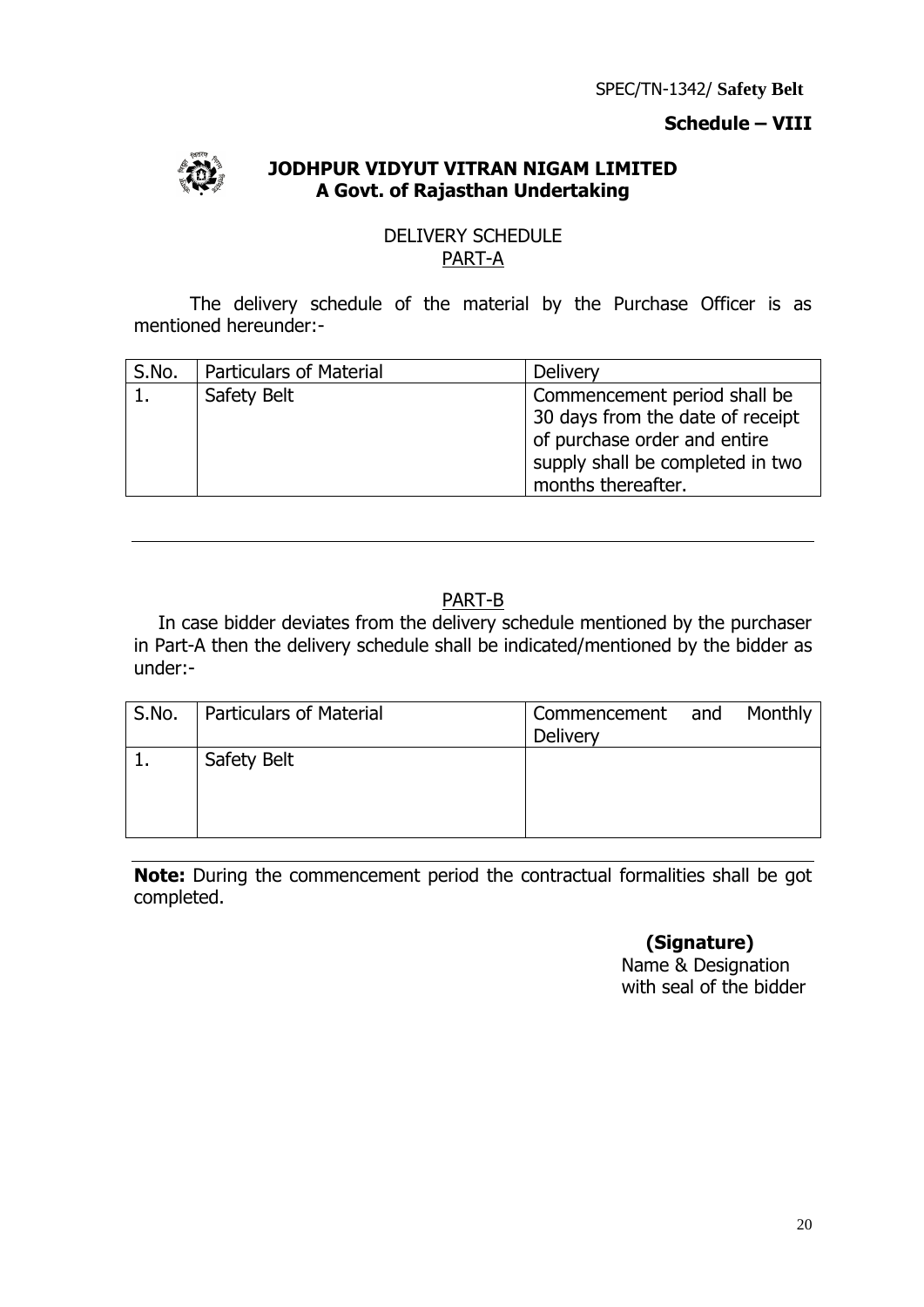SPEC/TN-1342/ **Safety Belt**

**Schedule – VIII**

**JODHPUR VIDYUT VITRAN NIGAM LIMITED**
**A Govt. of Rajasthan Undertaking**

DELIVERY SCHEDULE
PART-A

The delivery schedule of the material by the Purchase Officer is as mentioned hereunder:-

| S.No. | Particulars of Material | Delivery |
|---|---|---|
| 1. | Safety Belt | Commencement period shall be 30 days from the date of receipt of purchase order and entire supply shall be completed in two months thereafter. |

---

PART-B

In case bidder deviates from the delivery schedule mentioned by the purchaser in Part-A then the delivery schedule shall be indicated/mentioned by the bidder as under:-

| S.No. | Particulars of Material | Commencement and Monthly Delivery |
|---|---|---|
| 1. | Safety Belt | |

**Note:** During the commencement period the contractual formalities shall be got completed.

**(Signature)**
Name & Designation
with seal of the bidder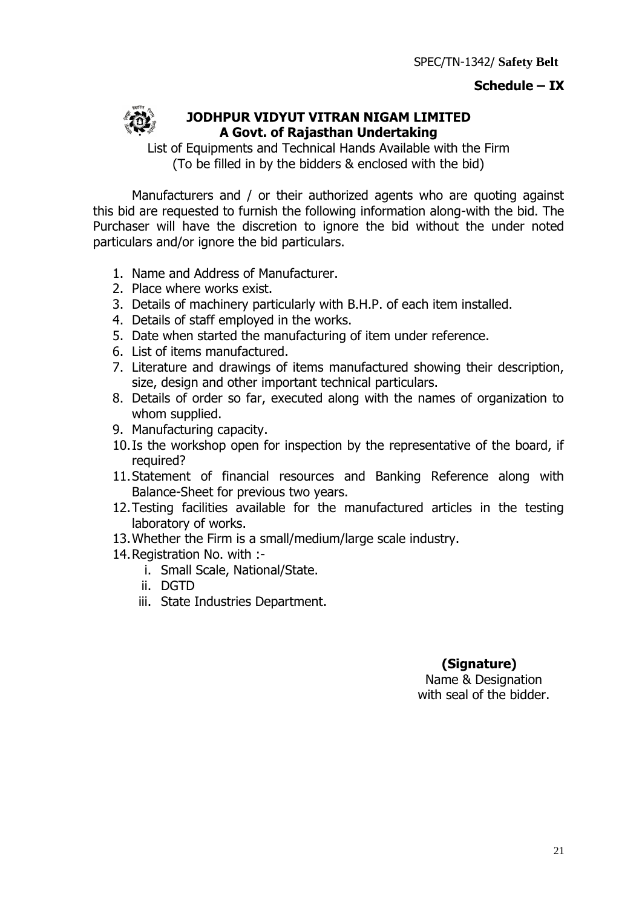SPEC/TN-1342/ **Safety Belt**

**Schedule – IX**

# JODHPUR VIDYUT VITRAN NIGAM LIMITED
## A Govt. of Rajasthan Undertaking

List of Equipments and Technical Hands Available with the Firm
(To be filled in by the bidders & enclosed with the bid)

Manufacturers and / or their authorized agents who are quoting against this bid are requested to furnish the following information along-with the bid. The Purchaser will have the discretion to ignore the bid without the under noted particulars and/or ignore the bid particulars.

1. Name and Address of Manufacturer.
2. Place where works exist.
3. Details of machinery particularly with B.H.P. of each item installed.
4. Details of staff employed in the works.
5. Date when started the manufacturing of item under reference.
6. List of items manufactured.
7. Literature and drawings of items manufactured showing their description, size, design and other important technical particulars.
8. Details of order so far, executed along with the names of organization to whom supplied.
9. Manufacturing capacity.
10. Is the workshop open for inspection by the representative of the board, if required?
11. Statement of financial resources and Banking Reference along with Balance-Sheet for previous two years.
12. Testing facilities available for the manufactured articles in the testing laboratory of works.
13. Whether the Firm is a small/medium/large scale industry.
14. Registration No. with :-
    i. Small Scale, National/State.
    ii. DGTD
    iii. State Industries Department.

**(Signature)**
Name & Designation
with seal of the bidder.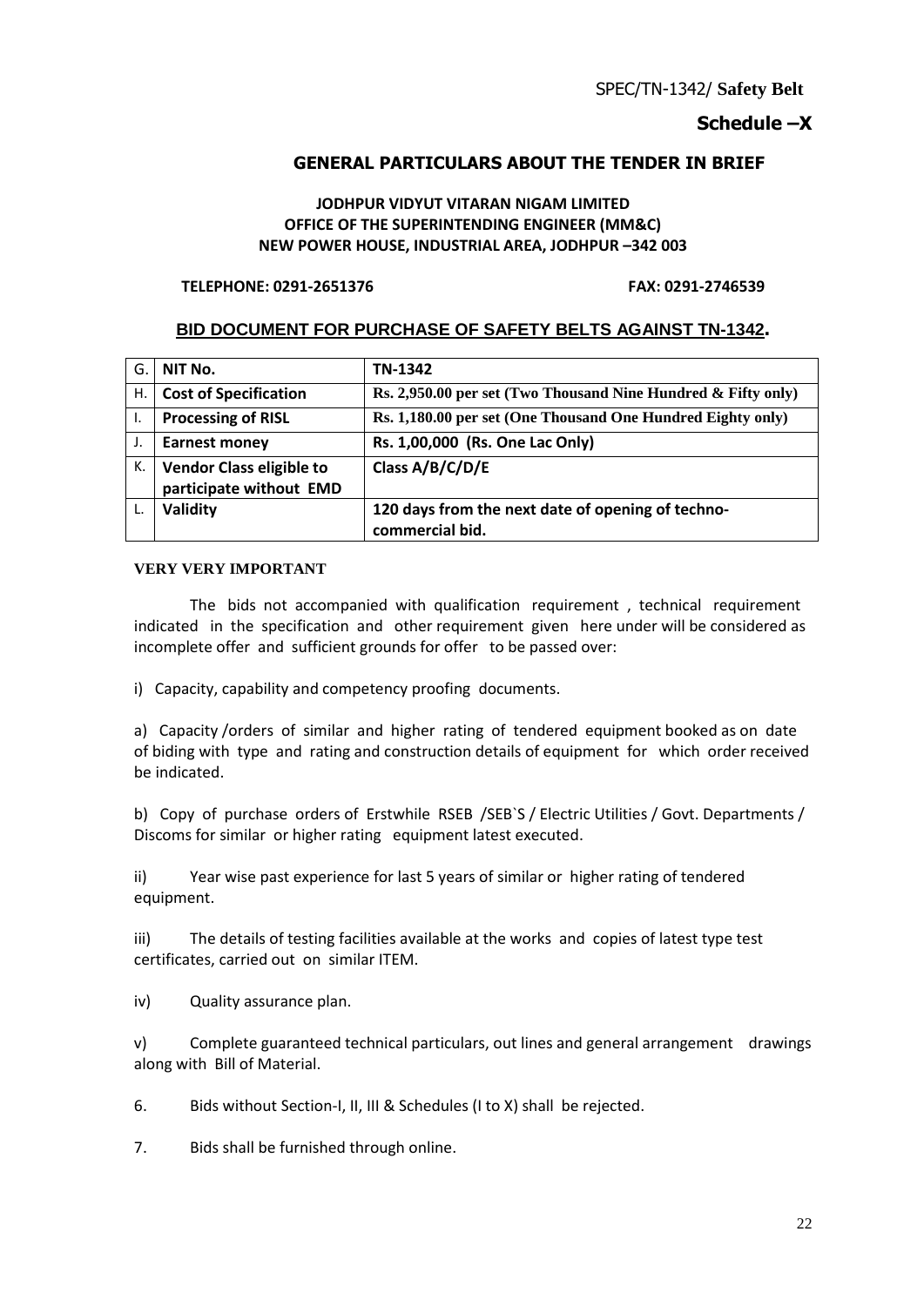SPEC/TN-1342/ **Safety Belt**

**Schedule –X**

## GENERAL PARTICULARS ABOUT THE TENDER IN BRIEF

**JODHPUR VIDYUT VITARAN NIGAM LIMITED**
**OFFICE OF THE SUPERINTENDING ENGINEER (MM&C)**
**NEW POWER HOUSE, INDUSTRIAL AREA, JODHPUR –342 003**

**TELEPHONE: 0291-2651376** **FAX: 0291-2746539**

**BID DOCUMENT FOR PURCHASE OF SAFETY BELTS AGAINST TN-1342.**

| G. | **NIT No.** | **TN-1342** |
|---|---|---|
| H. | **Cost of Specification** | **Rs. 2,950.00 per set (Two Thousand Nine Hundred & Fifty only)** |
| I. | **Processing of RISL** | **Rs. 1,180.00 per set (One Thousand One Hundred Eighty only)** |
| J. | **Earnest money** | **Rs. 1,00,000 (Rs. One Lac Only)** |
| K. | **Vendor Class eligible to participate without EMD** | **Class A/B/C/D/E** |
| L. | **Validity** | **120 days from the next date of opening of techno-commercial bid.** |

**VERY VERY IMPORTANT**

The bids not accompanied with qualification requirement , technical requirement indicated in the specification and other requirement given here under will be considered as incomplete offer and sufficient grounds for offer to be passed over:

i) Capacity, capability and competency proofing documents.

a) Capacity /orders of similar and higher rating of tendered equipment booked as on date of biding with type and rating and construction details of equipment for which order received be indicated.

b) Copy of purchase orders of Erstwhile RSEB /SEB`S / Electric Utilities / Govt. Departments / Discoms for similar or higher rating equipment latest executed.

ii) Year wise past experience for last 5 years of similar or higher rating of tendered equipment.

iii) The details of testing facilities available at the works and copies of latest type test certificates, carried out on similar ITEM.

iv) Quality assurance plan.

v) Complete guaranteed technical particulars, out lines and general arrangement drawings along with Bill of Material.

6. Bids without Section-I, II, III & Schedules (I to X) shall be rejected.

7. Bids shall be furnished through online.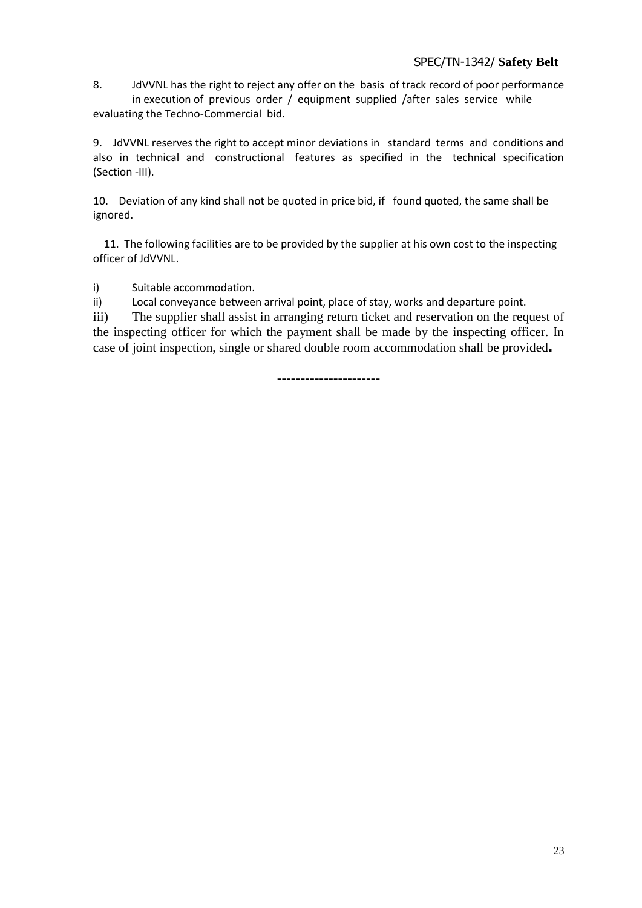8. JdVVNL has the right to reject any offer on the basis of track record of poor performance in execution of previous order / equipment supplied /after sales service while evaluating the Techno-Commercial bid.

9. JdVVNL reserves the right to accept minor deviations in standard terms and conditions and also in technical and constructional features as specified in the technical specification (Section -III).

10. Deviation of any kind shall not be quoted in price bid, if found quoted, the same shall be ignored.

11. The following facilities are to be provided by the supplier at his own cost to the inspecting officer of JdVVNL.

i) Suitable accommodation.

ii) Local conveyance between arrival point, place of stay, works and departure point.

iii) The supplier shall assist in arranging return ticket and reservation on the request of the inspecting officer for which the payment shall be made by the inspecting officer. In case of joint inspection, single or shared double room accommodation shall be provided**.**

---------------------